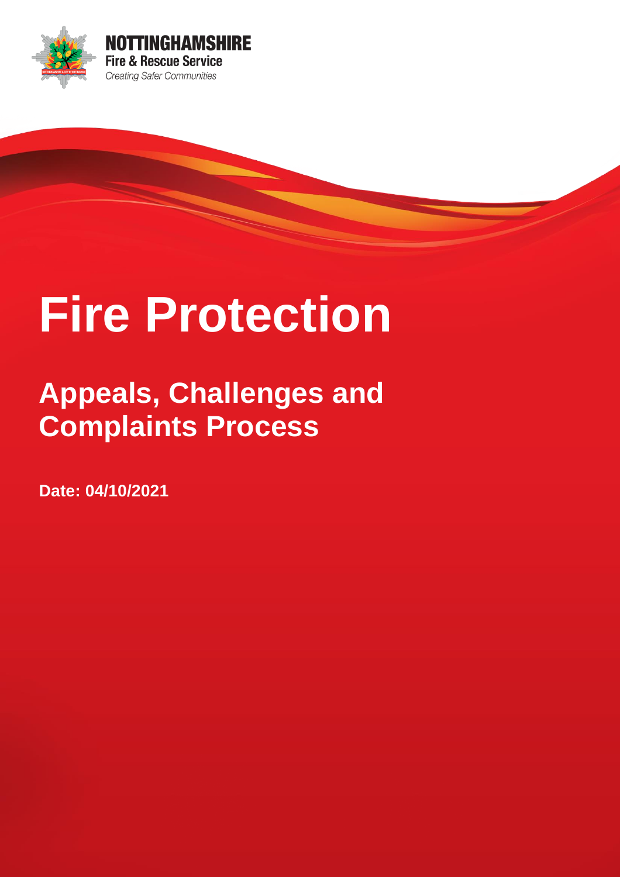**NOTTINGHAMSHIRE**
**Fire & Rescue Service**
*Creating Safer Communities*

# Fire Protection

## Appeals, Challenges and Complaints Process

**Date: 04/10/2021**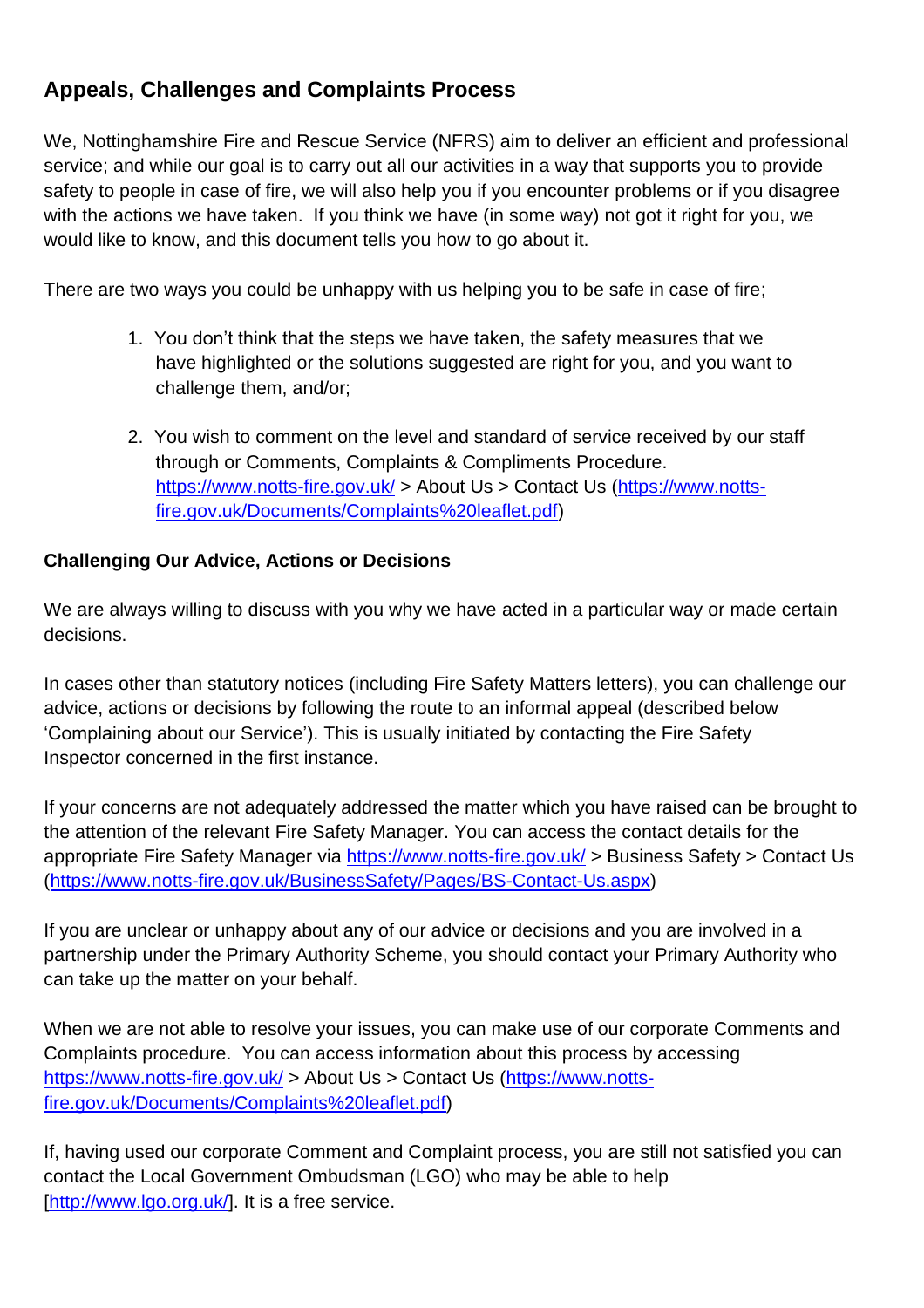## Appeals, Challenges and Complaints Process

We, Nottinghamshire Fire and Rescue Service (NFRS) aim to deliver an efficient and professional service; and while our goal is to carry out all our activities in a way that supports you to provide safety to people in case of fire, we will also help you if you encounter problems or if you disagree with the actions we have taken. If you think we have (in some way) not got it right for you, we would like to know, and this document tells you how to go about it.

There are two ways you could be unhappy with us helping you to be safe in case of fire;

1. You don't think that the steps we have taken, the safety measures that we have highlighted or the solutions suggested are right for you, and you want to challenge them, and/or;
2. You wish to comment on the level and standard of service received by our staff through or Comments, Complaints & Compliments Procedure. https://www.notts-fire.gov.uk/ > About Us > Contact Us (https://www.notts-fire.gov.uk/Documents/Complaints%20leaflet.pdf)

**Challenging Our Advice, Actions or Decisions**

We are always willing to discuss with you why we have acted in a particular way or made certain decisions.

In cases other than statutory notices (including Fire Safety Matters letters), you can challenge our advice, actions or decisions by following the route to an informal appeal (described below 'Complaining about our Service'). This is usually initiated by contacting the Fire Safety Inspector concerned in the first instance.

If your concerns are not adequately addressed the matter which you have raised can be brought to the attention of the relevant Fire Safety Manager. You can access the contact details for the appropriate Fire Safety Manager via https://www.notts-fire.gov.uk/ > Business Safety > Contact Us (https://www.notts-fire.gov.uk/BusinessSafety/Pages/BS-Contact-Us.aspx)

If you are unclear or unhappy about any of our advice or decisions and you are involved in a partnership under the Primary Authority Scheme, you should contact your Primary Authority who can take up the matter on your behalf.

When we are not able to resolve your issues, you can make use of our corporate Comments and Complaints procedure. You can access information about this process by accessing https://www.notts-fire.gov.uk/ > About Us > Contact Us (https://www.notts-fire.gov.uk/Documents/Complaints%20leaflet.pdf)

If, having used our corporate Comment and Complaint process, you are still not satisfied you can contact the Local Government Ombudsman (LGO) who may be able to help [http://www.lgo.org.uk/]. It is a free service.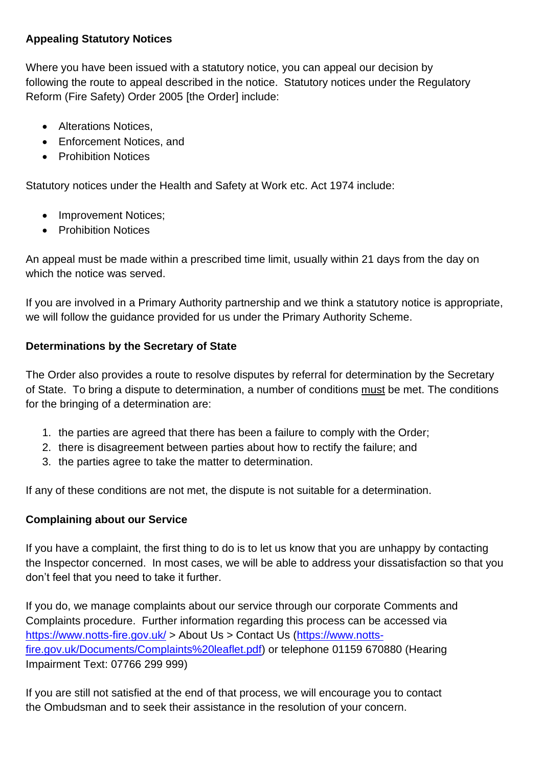**Appealing Statutory Notices**

Where you have been issued with a statutory notice, you can appeal our decision by following the route to appeal described in the notice. Statutory notices under the Regulatory Reform (Fire Safety) Order 2005 [the Order] include:

- Alterations Notices,
- Enforcement Notices, and
- Prohibition Notices

Statutory notices under the Health and Safety at Work etc. Act 1974 include:

- Improvement Notices;
- Prohibition Notices

An appeal must be made within a prescribed time limit, usually within 21 days from the day on which the notice was served.

If you are involved in a Primary Authority partnership and we think a statutory notice is appropriate, we will follow the guidance provided for us under the Primary Authority Scheme.

**Determinations by the Secretary of State**

The Order also provides a route to resolve disputes by referral for determination by the Secretary of State. To bring a dispute to determination, a number of conditions must be met. The conditions for the bringing of a determination are:

1. the parties are agreed that there has been a failure to comply with the Order;
2. there is disagreement between parties about how to rectify the failure; and
3. the parties agree to take the matter to determination.

If any of these conditions are not met, the dispute is not suitable for a determination.

**Complaining about our Service**

If you have a complaint, the first thing to do is to let us know that you are unhappy by contacting the Inspector concerned. In most cases, we will be able to address your dissatisfaction so that you don't feel that you need to take it further.

If you do, we manage complaints about our service through our corporate Comments and Complaints procedure. Further information regarding this process can be accessed via [https://www.notts-fire.gov.uk/](https://www.notts-fire.gov.uk/) > About Us > Contact Us ([https://www.notts-fire.gov.uk/Documents/Complaints%20leaflet.pdf](https://www.notts-fire.gov.uk/Documents/Complaints%20leaflet.pdf)) or telephone 01159 670880 (Hearing Impairment Text: 07766 299 999)

If you are still not satisfied at the end of that process, we will encourage you to contact the Ombudsman and to seek their assistance in the resolution of your concern.